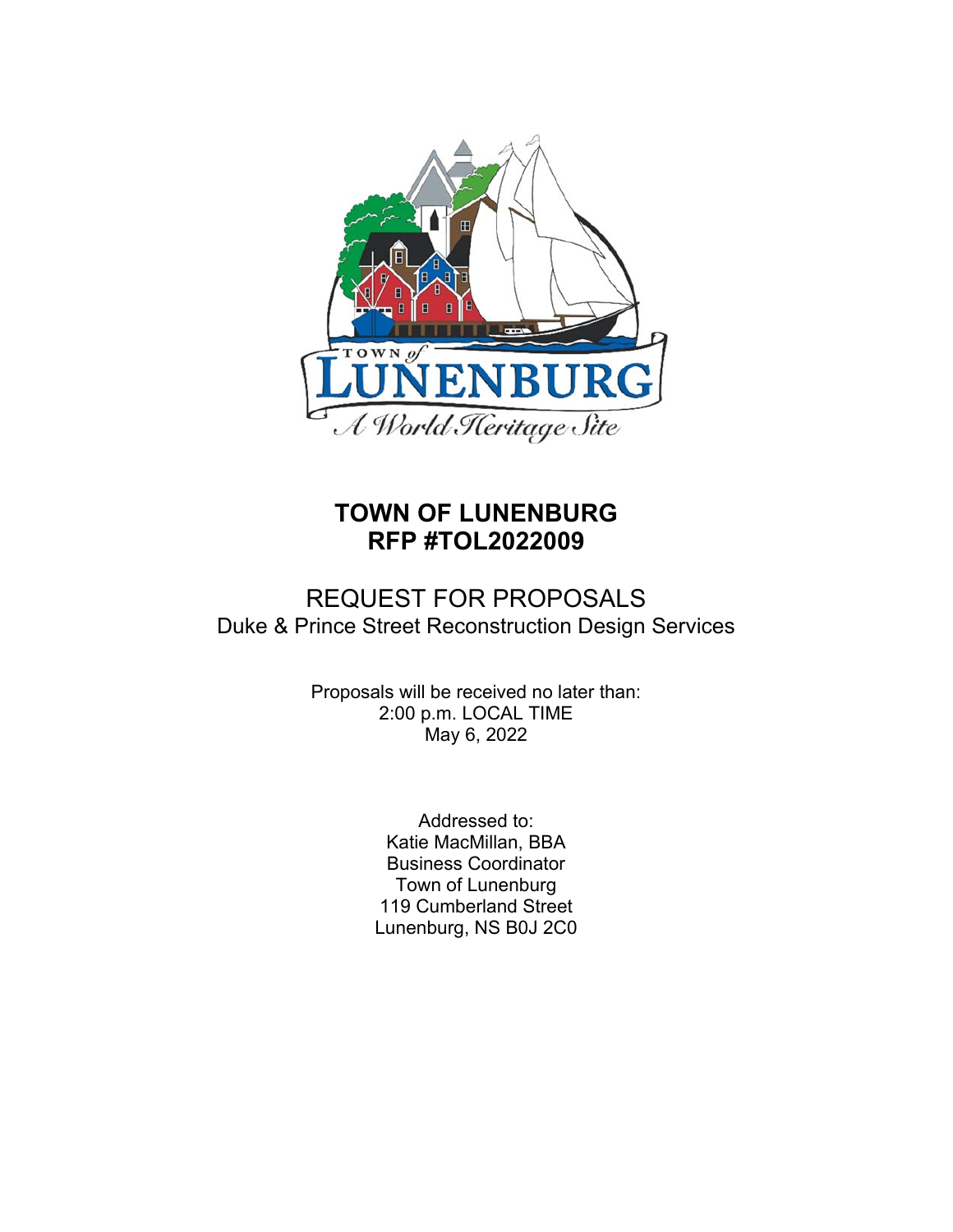# TOWN OF LUNENBURG
# RFP #TOL2022009

## REQUEST FOR PROPOSALS
Duke & Prince Street Reconstruction Design Services

Proposals will be received no later than:
2:00 p.m. LOCAL TIME
May 6, 2022

Addressed to:
Katie MacMillan, BBA
Business Coordinator
Town of Lunenburg
119 Cumberland Street
Lunenburg, NS B0J 2C0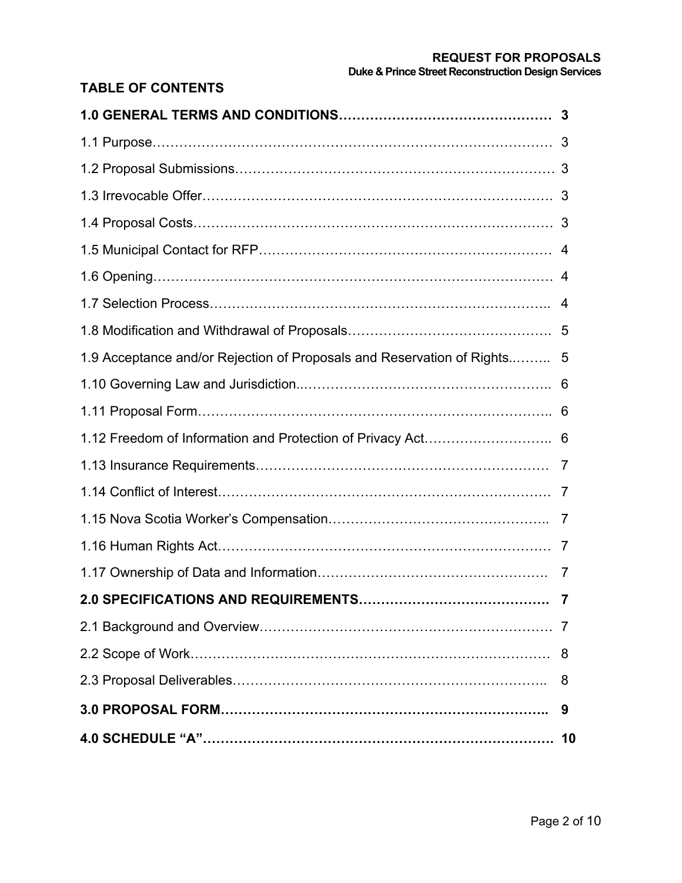## TABLE OF CONTENTS

| | |
|---|---|
| **1.0 GENERAL TERMS AND CONDITIONS** | **3** |
| 1.1 Purpose | 3 |
| 1.2 Proposal Submissions | 3 |
| 1.3 Irrevocable Offer | 3 |
| 1.4 Proposal Costs | 3 |
| 1.5 Municipal Contact for RFP | 4 |
| 1.6 Opening | 4 |
| 1.7 Selection Process | 4 |
| 1.8 Modification and Withdrawal of Proposals | 5 |
| 1.9 Acceptance and/or Rejection of Proposals and Reservation of Rights | 5 |
| 1.10 Governing Law and Jurisdiction | 6 |
| 1.11 Proposal Form | 6 |
| 1.12 Freedom of Information and Protection of Privacy Act | 6 |
| 1.13 Insurance Requirements | 7 |
| 1.14 Conflict of Interest | 7 |
| 1.15 Nova Scotia Worker's Compensation | 7 |
| 1.16 Human Rights Act | 7 |
| 1.17 Ownership of Data and Information | 7 |
| **2.0 SPECIFICATIONS AND REQUIREMENTS** | **7** |
| 2.1 Background and Overview | 7 |
| 2.2 Scope of Work | 8 |
| 2.3 Proposal Deliverables | 8 |
| **3.0 PROPOSAL FORM** | **9** |
| **4.0 SCHEDULE "A"** | **10** |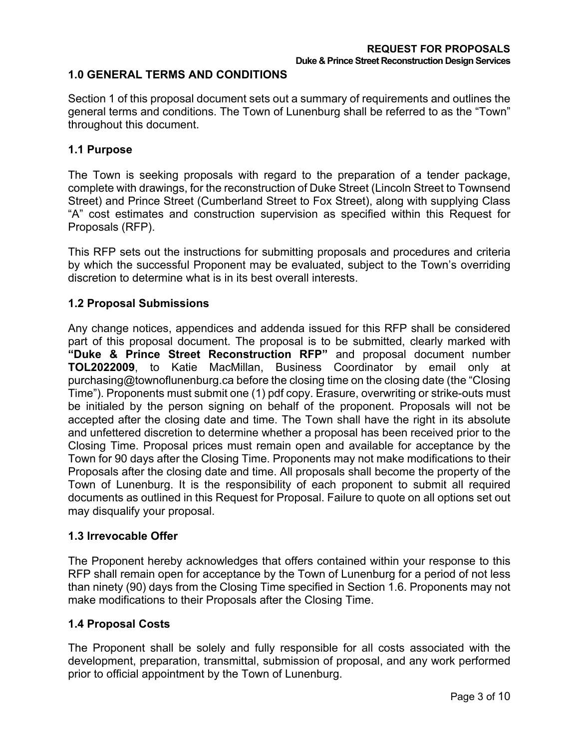## 1.0 GENERAL TERMS AND CONDITIONS

Section 1 of this proposal document sets out a summary of requirements and outlines the general terms and conditions. The Town of Lunenburg shall be referred to as the "Town" throughout this document.

### 1.1 Purpose

The Town is seeking proposals with regard to the preparation of a tender package, complete with drawings, for the reconstruction of Duke Street (Lincoln Street to Townsend Street) and Prince Street (Cumberland Street to Fox Street), along with supplying Class "A" cost estimates and construction supervision as specified within this Request for Proposals (RFP).

This RFP sets out the instructions for submitting proposals and procedures and criteria by which the successful Proponent may be evaluated, subject to the Town's overriding discretion to determine what is in its best overall interests.

### 1.2 Proposal Submissions

Any change notices, appendices and addenda issued for this RFP shall be considered part of this proposal document. The proposal is to be submitted, clearly marked with **"Duke & Prince Street Reconstruction RFP"** and proposal document number **TOL2022009**, to Katie MacMillan, Business Coordinator by email only at purchasing@townoflunenburg.ca before the closing time on the closing date (the "Closing Time"). Proponents must submit one (1) pdf copy. Erasure, overwriting or strike-outs must be initialed by the person signing on behalf of the proponent. Proposals will not be accepted after the closing date and time. The Town shall have the right in its absolute and unfettered discretion to determine whether a proposal has been received prior to the Closing Time. Proposal prices must remain open and available for acceptance by the Town for 90 days after the Closing Time. Proponents may not make modifications to their Proposals after the closing date and time. All proposals shall become the property of the Town of Lunenburg. It is the responsibility of each proponent to submit all required documents as outlined in this Request for Proposal. Failure to quote on all options set out may disqualify your proposal.

### 1.3 Irrevocable Offer

The Proponent hereby acknowledges that offers contained within your response to this RFP shall remain open for acceptance by the Town of Lunenburg for a period of not less than ninety (90) days from the Closing Time specified in Section 1.6. Proponents may not make modifications to their Proposals after the Closing Time.

### 1.4 Proposal Costs

The Proponent shall be solely and fully responsible for all costs associated with the development, preparation, transmittal, submission of proposal, and any work performed prior to official appointment by the Town of Lunenburg.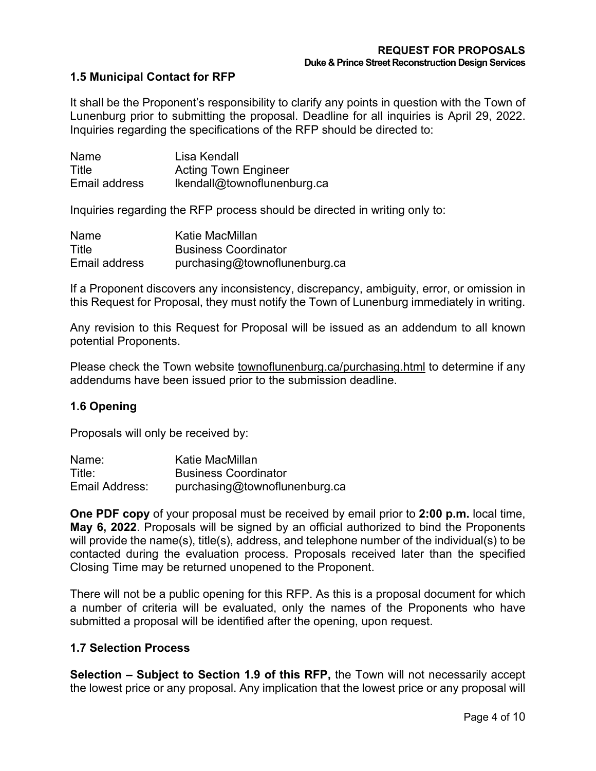### 1.5 Municipal Contact for RFP

It shall be the Proponent's responsibility to clarify any points in question with the Town of Lunenburg prior to submitting the proposal. Deadline for all inquiries is April 29, 2022. Inquiries regarding the specifications of the RFP should be directed to:

| | |
|---|---|
| Name | Lisa Kendall |
| Title | Acting Town Engineer |
| Email address | lkendall@townoflunenburg.ca |

Inquiries regarding the RFP process should be directed in writing only to:

| | |
|---|---|
| Name | Katie MacMillan |
| Title | Business Coordinator |
| Email address | purchasing@townoflunenburg.ca |

If a Proponent discovers any inconsistency, discrepancy, ambiguity, error, or omission in this Request for Proposal, they must notify the Town of Lunenburg immediately in writing.

Any revision to this Request for Proposal will be issued as an addendum to all known potential Proponents.

Please check the Town website townoflunenburg.ca/purchasing.html to determine if any addendums have been issued prior to the submission deadline.

### 1.6 Opening

Proposals will only be received by:

| | |
|---|---|
| Name: | Katie MacMillan |
| Title: | Business Coordinator |
| Email Address: | purchasing@townoflunenburg.ca |

**One PDF copy** of your proposal must be received by email prior to **2:00 p.m.** local time, **May 6, 2022**. Proposals will be signed by an official authorized to bind the Proponents will provide the name(s), title(s), address, and telephone number of the individual(s) to be contacted during the evaluation process. Proposals received later than the specified Closing Time may be returned unopened to the Proponent.

There will not be a public opening for this RFP. As this is a proposal document for which a number of criteria will be evaluated, only the names of the Proponents who have submitted a proposal will be identified after the opening, upon request.

### 1.7 Selection Process

**Selection – Subject to Section 1.9 of this RFP,** the Town will not necessarily accept the lowest price or any proposal. Any implication that the lowest price or any proposal will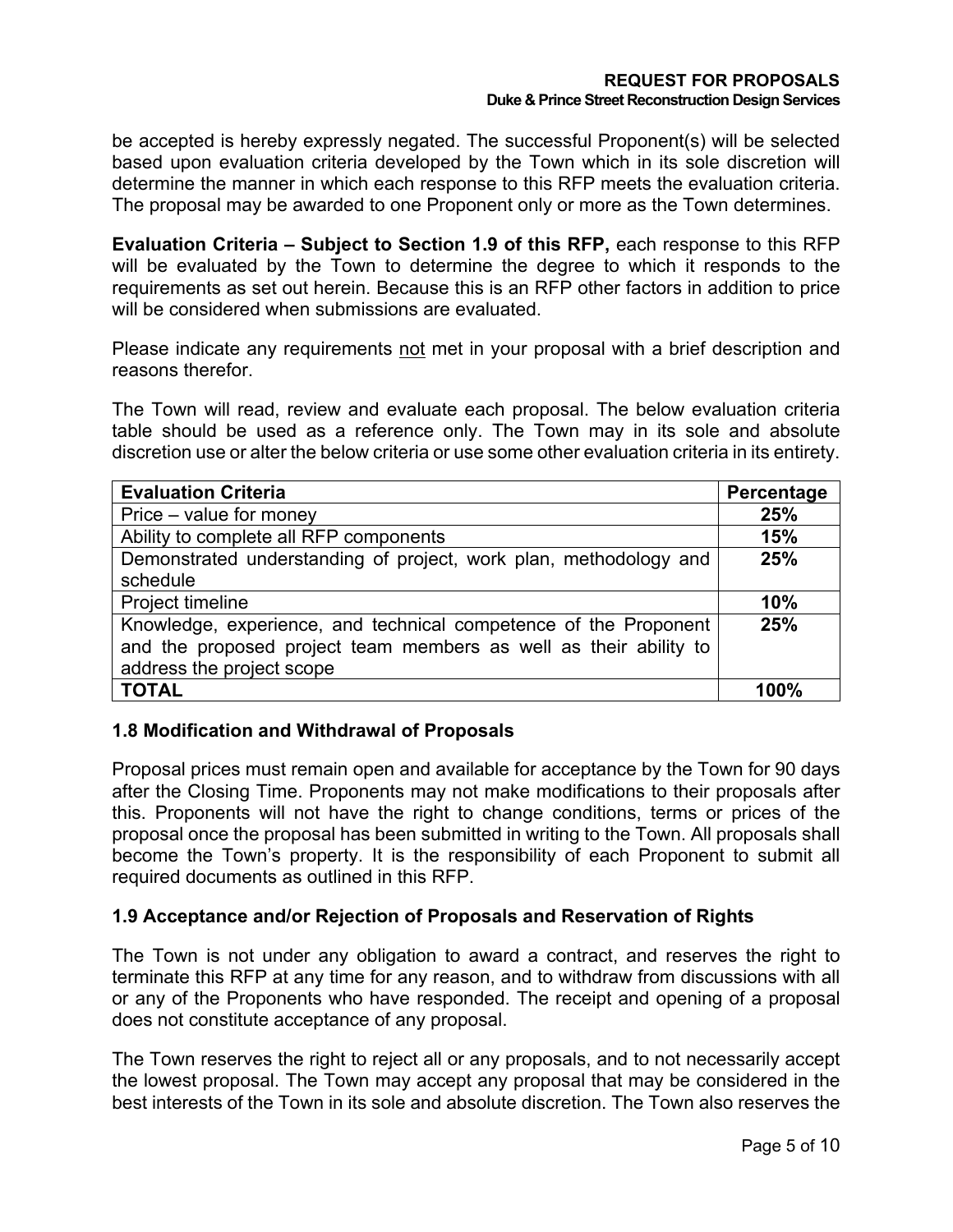be accepted is hereby expressly negated. The successful Proponent(s) will be selected based upon evaluation criteria developed by the Town which in its sole discretion will determine the manner in which each response to this RFP meets the evaluation criteria. The proposal may be awarded to one Proponent only or more as the Town determines.

**Evaluation Criteria – Subject to Section 1.9 of this RFP,** each response to this RFP will be evaluated by the Town to determine the degree to which it responds to the requirements as set out herein. Because this is an RFP other factors in addition to price will be considered when submissions are evaluated.

Please indicate any requirements <u>not</u> met in your proposal with a brief description and reasons therefor.

The Town will read, review and evaluate each proposal. The below evaluation criteria table should be used as a reference only. The Town may in its sole and absolute discretion use or alter the below criteria or use some other evaluation criteria in its entirety.

| Evaluation Criteria | Percentage |
|---|---|
| Price – value for money | **25%** |
| Ability to complete all RFP components | **15%** |
| Demonstrated understanding of project, work plan, methodology and schedule | **25%** |
| Project timeline | **10%** |
| Knowledge, experience, and technical competence of the Proponent and the proposed project team members as well as their ability to address the project scope | **25%** |
| **TOTAL** | **100%** |

### 1.8 Modification and Withdrawal of Proposals

Proposal prices must remain open and available for acceptance by the Town for 90 days after the Closing Time. Proponents may not make modifications to their proposals after this. Proponents will not have the right to change conditions, terms or prices of the proposal once the proposal has been submitted in writing to the Town. All proposals shall become the Town's property. It is the responsibility of each Proponent to submit all required documents as outlined in this RFP.

### 1.9 Acceptance and/or Rejection of Proposals and Reservation of Rights

The Town is not under any obligation to award a contract, and reserves the right to terminate this RFP at any time for any reason, and to withdraw from discussions with all or any of the Proponents who have responded. The receipt and opening of a proposal does not constitute acceptance of any proposal.

The Town reserves the right to reject all or any proposals, and to not necessarily accept the lowest proposal. The Town may accept any proposal that may be considered in the best interests of the Town in its sole and absolute discretion. The Town also reserves the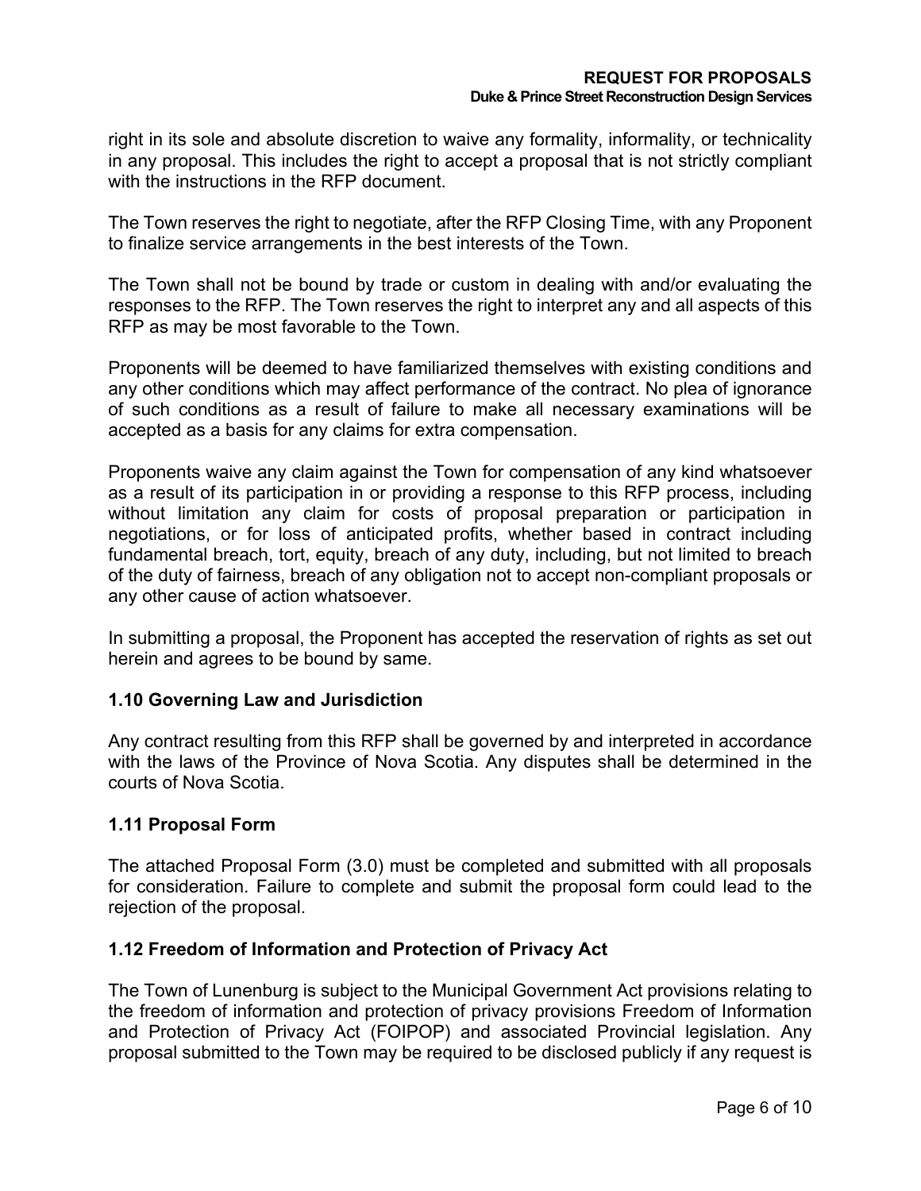right in its sole and absolute discretion to waive any formality, informality, or technicality in any proposal. This includes the right to accept a proposal that is not strictly compliant with the instructions in the RFP document.

The Town reserves the right to negotiate, after the RFP Closing Time, with any Proponent to finalize service arrangements in the best interests of the Town.

The Town shall not be bound by trade or custom in dealing with and/or evaluating the responses to the RFP. The Town reserves the right to interpret any and all aspects of this RFP as may be most favorable to the Town.

Proponents will be deemed to have familiarized themselves with existing conditions and any other conditions which may affect performance of the contract. No plea of ignorance of such conditions as a result of failure to make all necessary examinations will be accepted as a basis for any claims for extra compensation.

Proponents waive any claim against the Town for compensation of any kind whatsoever as a result of its participation in or providing a response to this RFP process, including without limitation any claim for costs of proposal preparation or participation in negotiations, or for loss of anticipated profits, whether based in contract including fundamental breach, tort, equity, breach of any duty, including, but not limited to breach of the duty of fairness, breach of any obligation not to accept non-compliant proposals or any other cause of action whatsoever.

In submitting a proposal, the Proponent has accepted the reservation of rights as set out herein and agrees to be bound by same.

### 1.10 Governing Law and Jurisdiction

Any contract resulting from this RFP shall be governed by and interpreted in accordance with the laws of the Province of Nova Scotia. Any disputes shall be determined in the courts of Nova Scotia.

### 1.11 Proposal Form

The attached Proposal Form (3.0) must be completed and submitted with all proposals for consideration. Failure to complete and submit the proposal form could lead to the rejection of the proposal.

### 1.12 Freedom of Information and Protection of Privacy Act

The Town of Lunenburg is subject to the Municipal Government Act provisions relating to the freedom of information and protection of privacy provisions Freedom of Information and Protection of Privacy Act (FOIPOP) and associated Provincial legislation. Any proposal submitted to the Town may be required to be disclosed publicly if any request is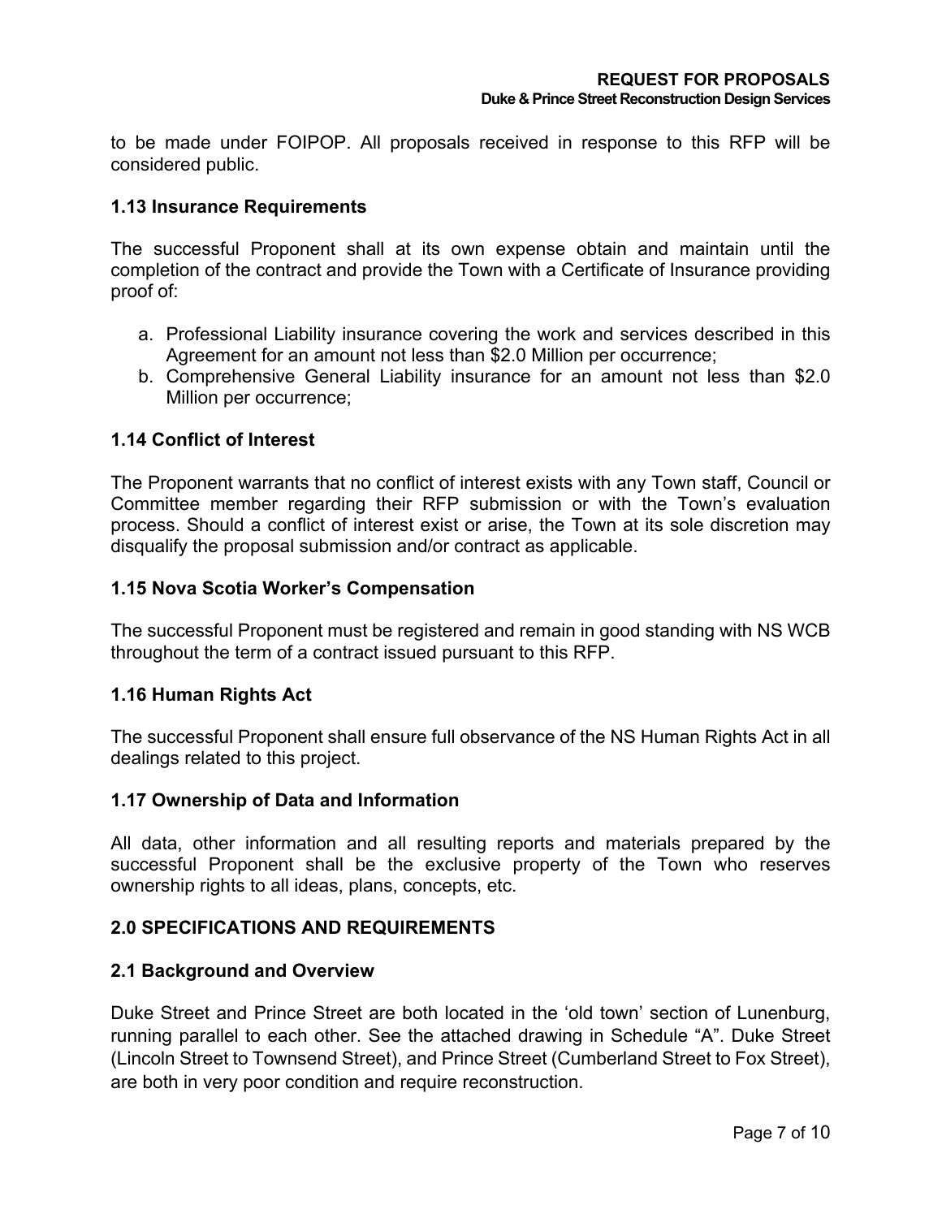to be made under FOIPOP. All proposals received in response to this RFP will be considered public.

### 1.13 Insurance Requirements

The successful Proponent shall at its own expense obtain and maintain until the completion of the contract and provide the Town with a Certificate of Insurance providing proof of:

a. Professional Liability insurance covering the work and services described in this Agreement for an amount not less than $2.0 Million per occurrence;
b. Comprehensive General Liability insurance for an amount not less than $2.0 Million per occurrence;

### 1.14 Conflict of Interest

The Proponent warrants that no conflict of interest exists with any Town staff, Council or Committee member regarding their RFP submission or with the Town's evaluation process. Should a conflict of interest exist or arise, the Town at its sole discretion may disqualify the proposal submission and/or contract as applicable.

### 1.15 Nova Scotia Worker's Compensation

The successful Proponent must be registered and remain in good standing with NS WCB throughout the term of a contract issued pursuant to this RFP.

### 1.16 Human Rights Act

The successful Proponent shall ensure full observance of the NS Human Rights Act in all dealings related to this project.

### 1.17 Ownership of Data and Information

All data, other information and all resulting reports and materials prepared by the successful Proponent shall be the exclusive property of the Town who reserves ownership rights to all ideas, plans, concepts, etc.

## 2.0 SPECIFICATIONS AND REQUIREMENTS

### 2.1 Background and Overview

Duke Street and Prince Street are both located in the 'old town' section of Lunenburg, running parallel to each other. See the attached drawing in Schedule "A". Duke Street (Lincoln Street to Townsend Street), and Prince Street (Cumberland Street to Fox Street), are both in very poor condition and require reconstruction.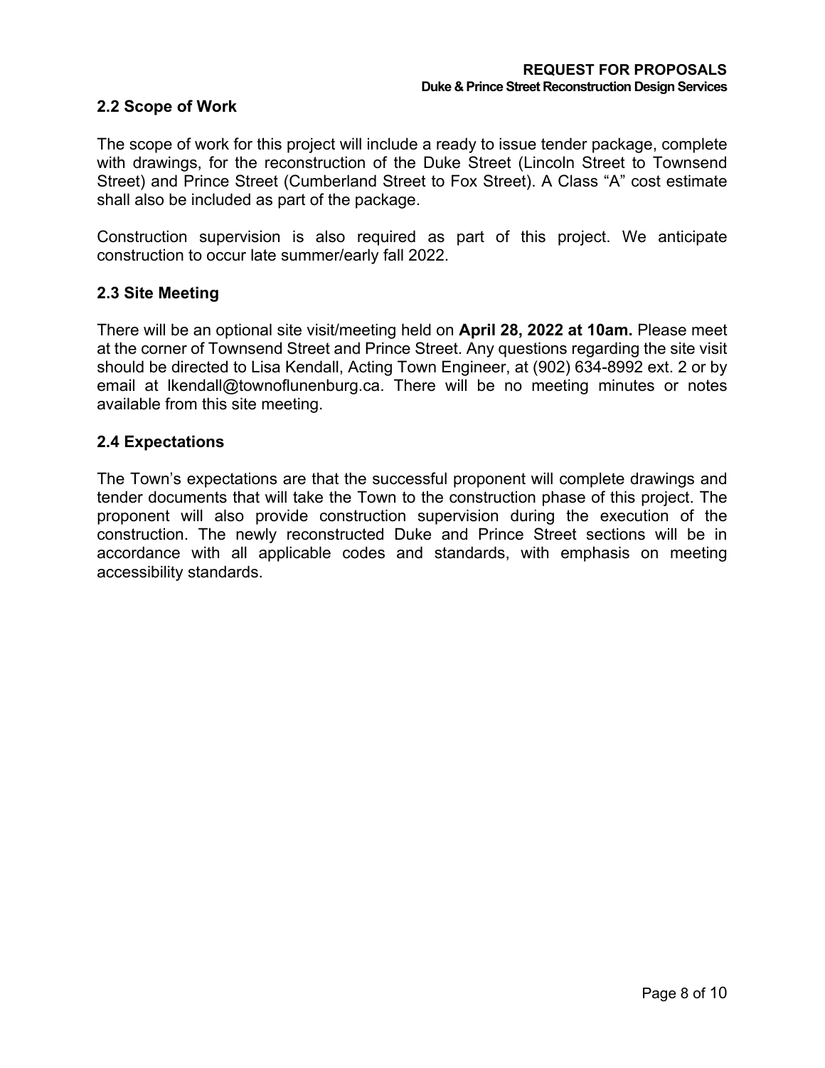## 2.2 Scope of Work

The scope of work for this project will include a ready to issue tender package, complete with drawings, for the reconstruction of the Duke Street (Lincoln Street to Townsend Street) and Prince Street (Cumberland Street to Fox Street). A Class “A” cost estimate shall also be included as part of the package.

Construction supervision is also required as part of this project. We anticipate construction to occur late summer/early fall 2022.

## 2.3 Site Meeting

There will be an optional site visit/meeting held on **April 28, 2022 at 10am.** Please meet at the corner of Townsend Street and Prince Street. Any questions regarding the site visit should be directed to Lisa Kendall, Acting Town Engineer, at (902) 634-8992 ext. 2 or by email at lkendall@townoflunenburg.ca. There will be no meeting minutes or notes available from this site meeting.

## 2.4 Expectations

The Town’s expectations are that the successful proponent will complete drawings and tender documents that will take the Town to the construction phase of this project. The proponent will also provide construction supervision during the execution of the construction. The newly reconstructed Duke and Prince Street sections will be in accordance with all applicable codes and standards, with emphasis on meeting accessibility standards.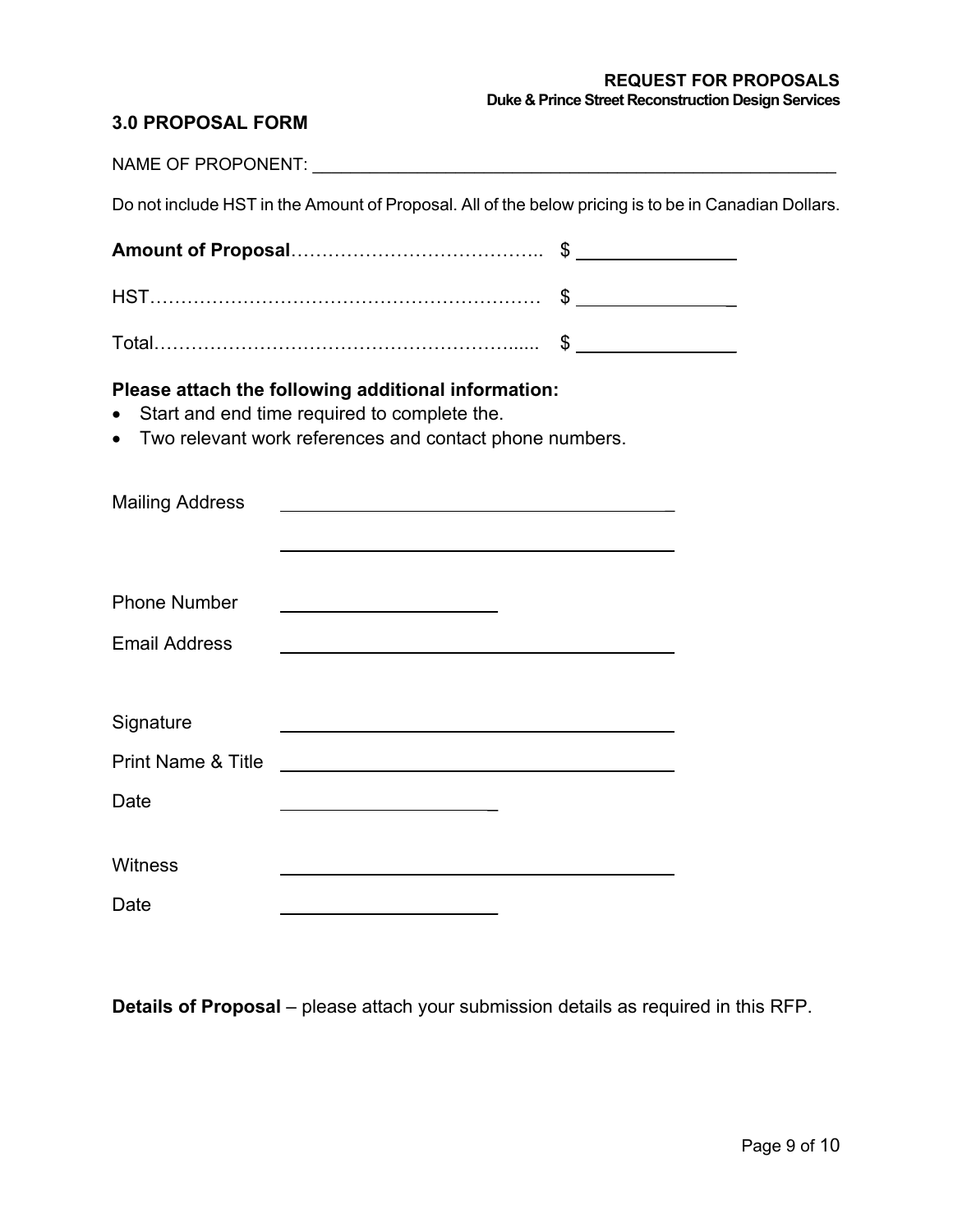## 3.0 PROPOSAL FORM

NAME OF PROPONENT: ____________________________________________________________

Do not include HST in the Amount of Proposal. All of the below pricing is to be in Canadian Dollars.

**Amount of Proposal**………………………………….. $ ______________

HST……………………………………………………… $ ______________

Total…………………………………………………..... $ ______________

**Please attach the following additional information:**

- Start and end time required to complete the.
- Two relevant work references and contact phone numbers.

Mailing Address ________________________________________

________________________________________

Phone Number ______________________

Email Address ________________________________________

Signature ________________________________________

Print Name & Title ________________________________________

Date ______________________

Witness ________________________________________

Date ______________________

**Details of Proposal** – please attach your submission details as required in this RFP.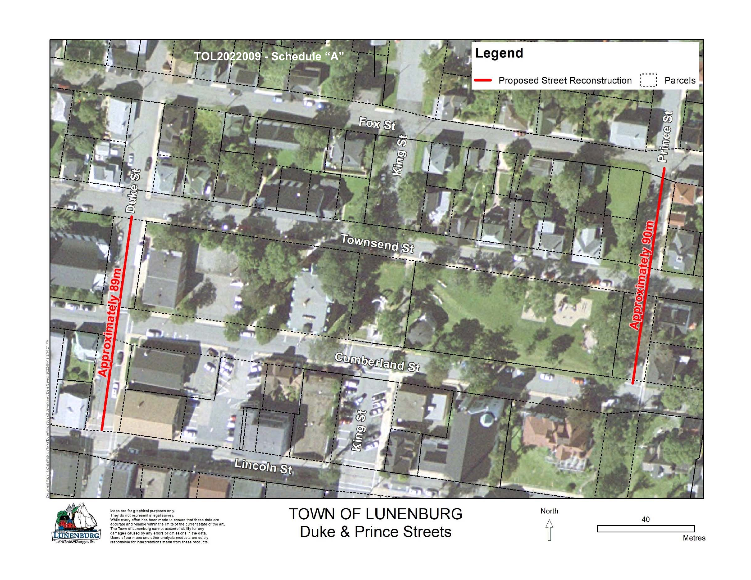TOL2022009 - Schedule "A"

**Legend**

Proposed Street Reconstruction

Parcels

Fox St

King St

Prince St

Duke St

Townsend St

Approximately 89m

Approximately 90m

Cumberland St

King St

Lincoln St

Maps are for graphical purposes only.
They do not represent a legal survey.
While every effort has been made to ensure that these data are accurate and reliable within the limits of the current state of the art.
The Town of Lunenburg cannot assume liability for any damages caused by any errors or omissions in the data.
Users of our maps and other analysis products are solely responsible for interpretations made from these products.

# TOWN OF LUNENBURG
## Duke & Prince Streets

North

40

Metres